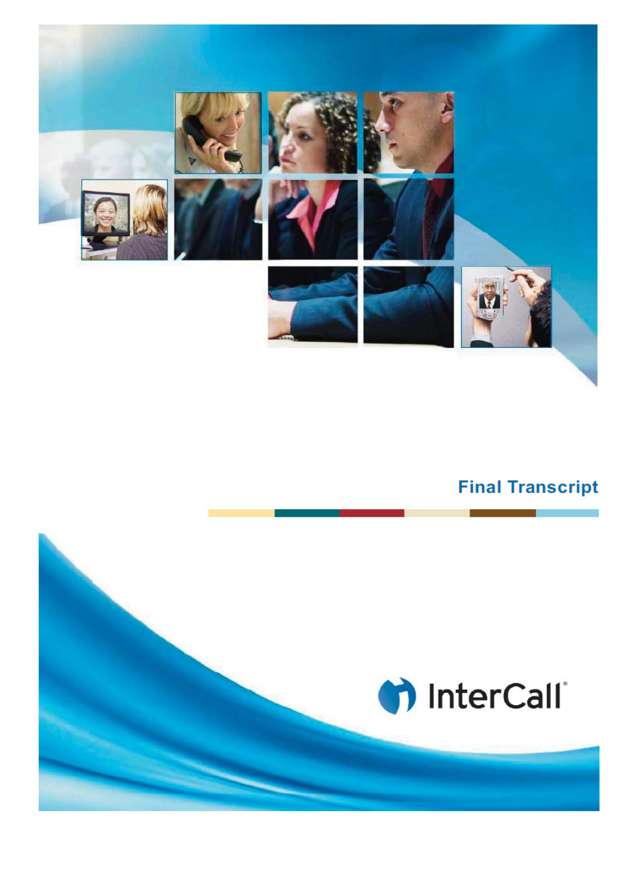# Final Transcript

InterCall®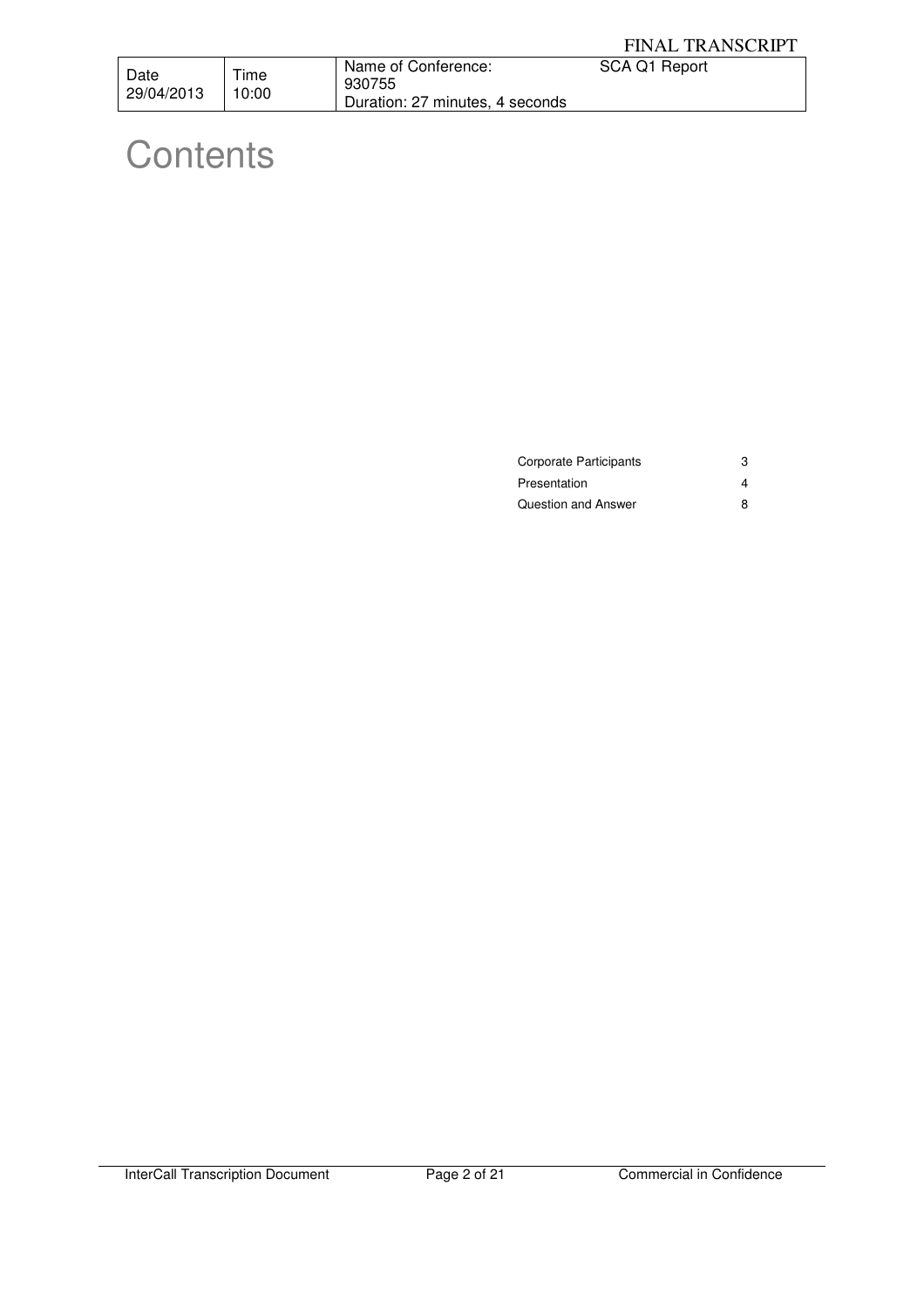# Contents

| | |
|---|---|
| Corporate Participants | 3 |
| Presentation | 4 |
| Question and Answer | 8 |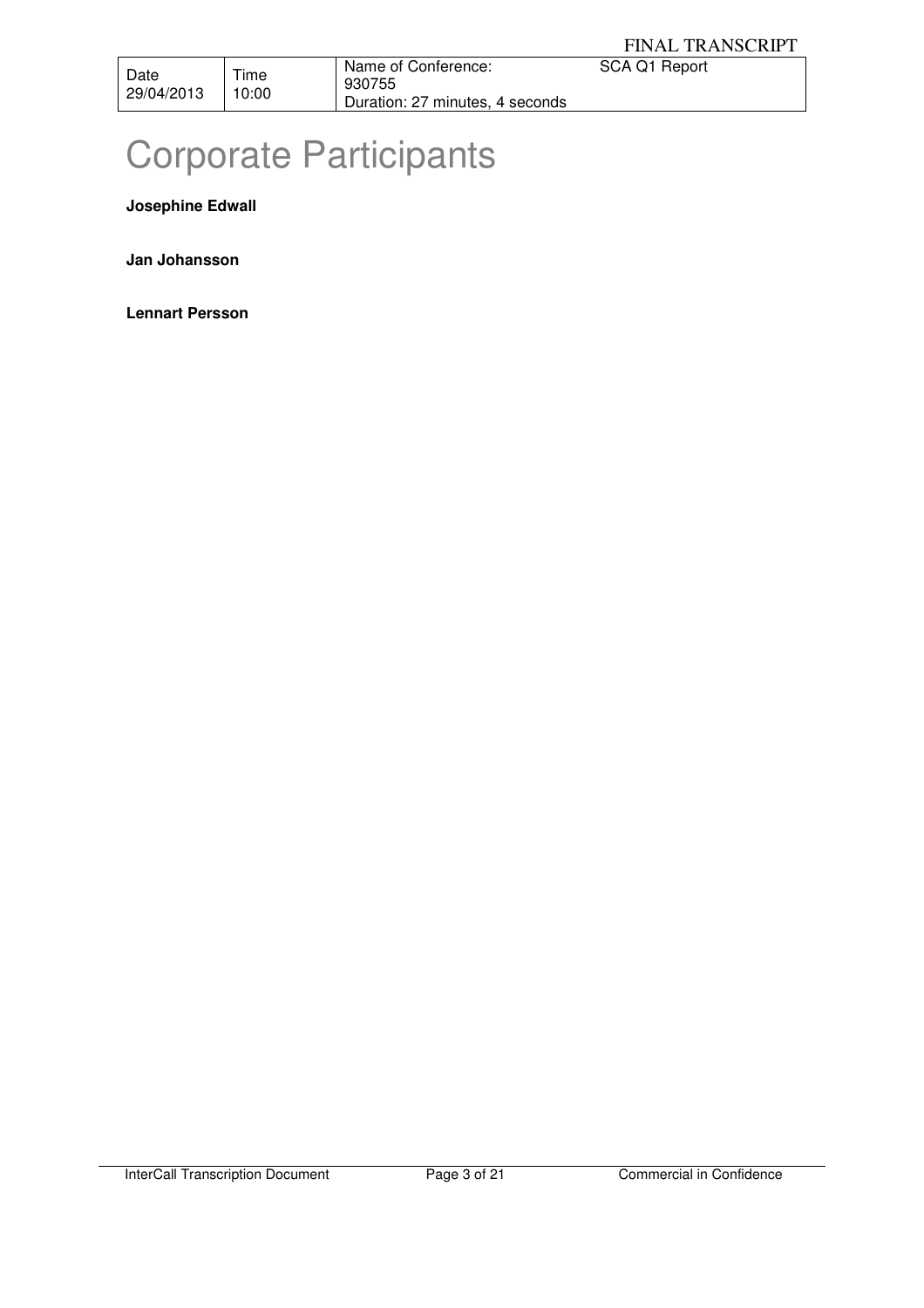# Corporate Participants

**Josephine Edwall**

**Jan Johansson**

**Lennart Persson**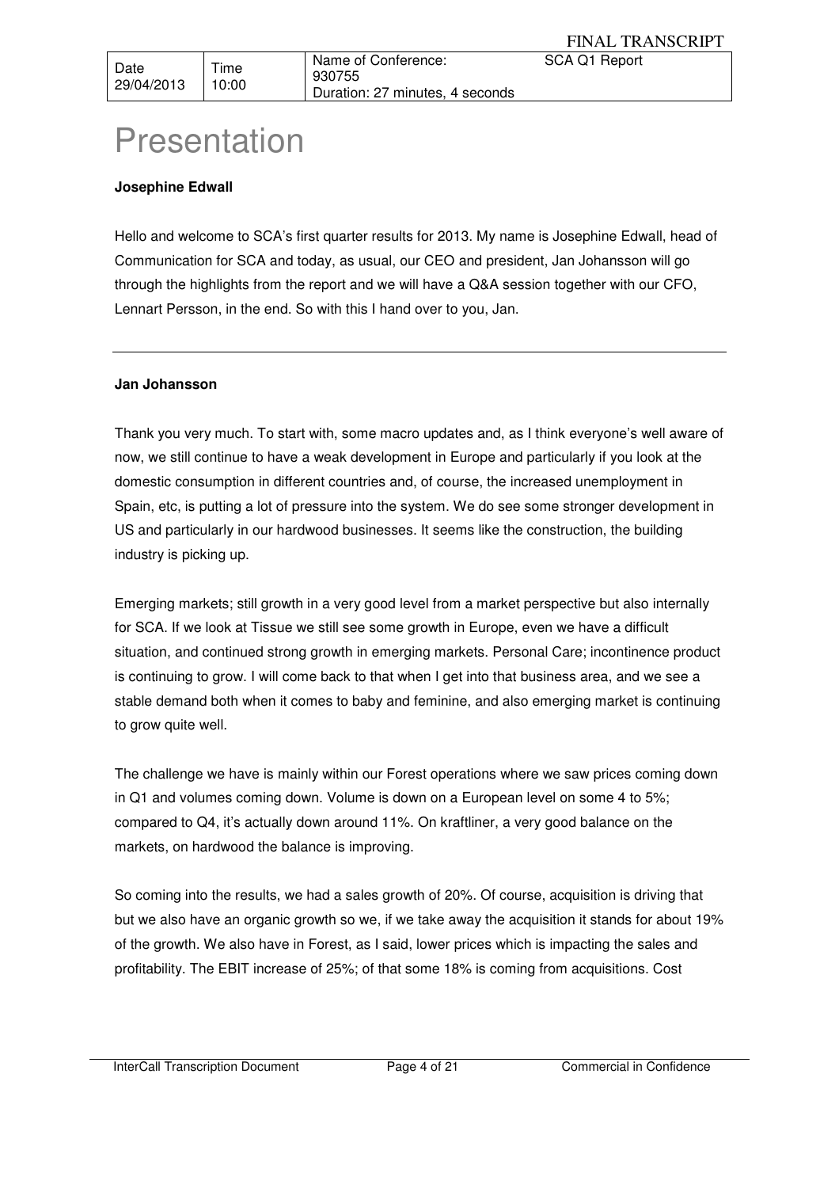# Presentation

**Josephine Edwall**

Hello and welcome to SCA's first quarter results for 2013. My name is Josephine Edwall, head of Communication for SCA and today, as usual, our CEO and president, Jan Johansson will go through the highlights from the report and we will have a Q&A session together with our CFO, Lennart Persson, in the end. So with this I hand over to you, Jan.

---

**Jan Johansson**

Thank you very much. To start with, some macro updates and, as I think everyone's well aware of now, we still continue to have a weak development in Europe and particularly if you look at the domestic consumption in different countries and, of course, the increased unemployment in Spain, etc, is putting a lot of pressure into the system. We do see some stronger development in US and particularly in our hardwood businesses. It seems like the construction, the building industry is picking up.

Emerging markets; still growth in a very good level from a market perspective but also internally for SCA. If we look at Tissue we still see some growth in Europe, even we have a difficult situation, and continued strong growth in emerging markets. Personal Care; incontinence product is continuing to grow. I will come back to that when I get into that business area, and we see a stable demand both when it comes to baby and feminine, and also emerging market is continuing to grow quite well.

The challenge we have is mainly within our Forest operations where we saw prices coming down in Q1 and volumes coming down. Volume is down on a European level on some 4 to 5%; compared to Q4, it's actually down around 11%. On kraftliner, a very good balance on the markets, on hardwood the balance is improving.

So coming into the results, we had a sales growth of 20%. Of course, acquisition is driving that but we also have an organic growth so we, if we take away the acquisition it stands for about 19% of the growth. We also have in Forest, as I said, lower prices which is impacting the sales and profitability. The EBIT increase of 25%; of that some 18% is coming from acquisitions. Cost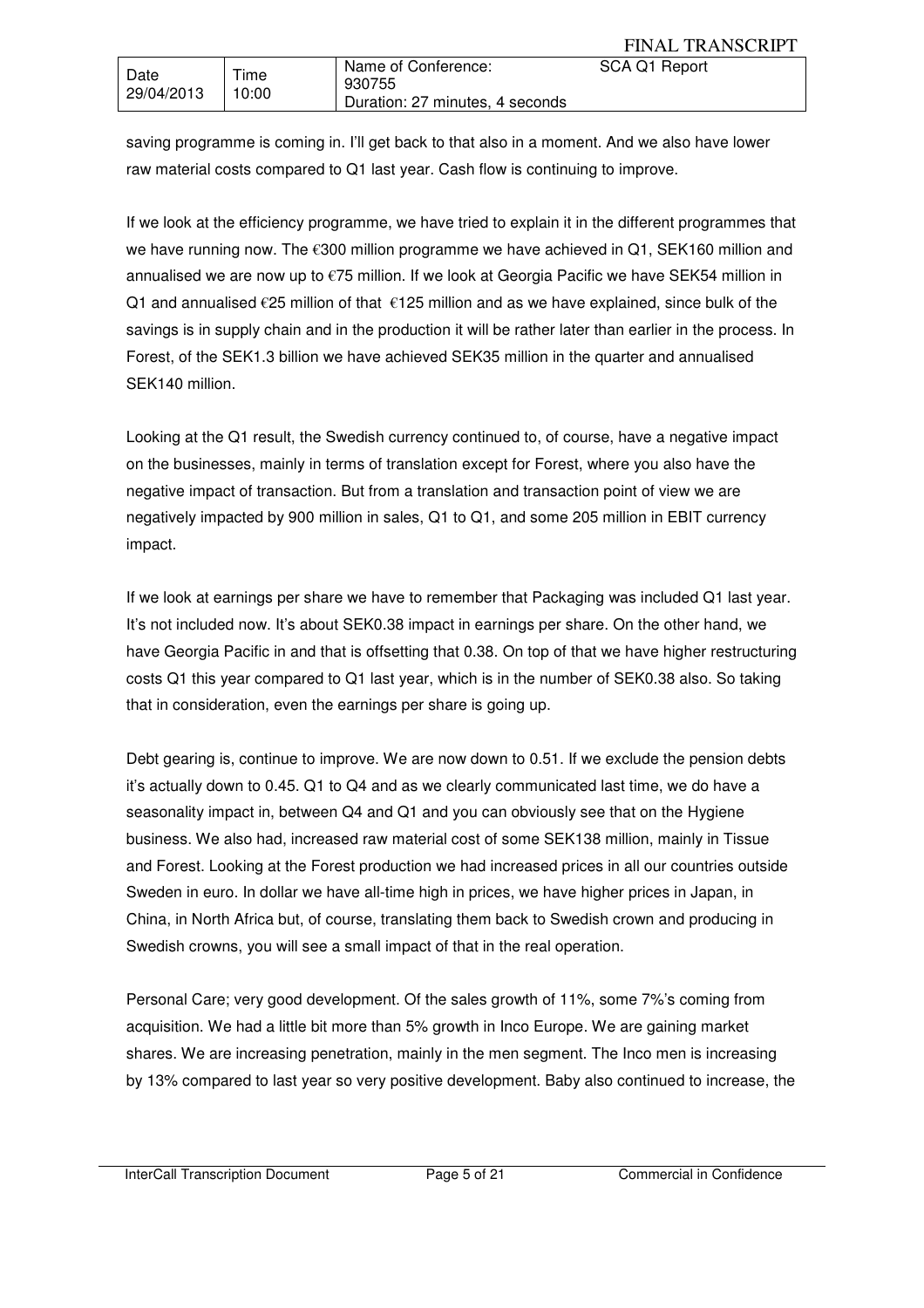saving programme is coming in. I'll get back to that also in a moment. And we also have lower raw material costs compared to Q1 last year. Cash flow is continuing to improve.

If we look at the efficiency programme, we have tried to explain it in the different programmes that we have running now. The €300 million programme we have achieved in Q1, SEK160 million and annualised we are now up to €75 million. If we look at Georgia Pacific we have SEK54 million in Q1 and annualised €25 million of that €125 million and as we have explained, since bulk of the savings is in supply chain and in the production it will be rather later than earlier in the process. In Forest, of the SEK1.3 billion we have achieved SEK35 million in the quarter and annualised SEK140 million.

Looking at the Q1 result, the Swedish currency continued to, of course, have a negative impact on the businesses, mainly in terms of translation except for Forest, where you also have the negative impact of transaction. But from a translation and transaction point of view we are negatively impacted by 900 million in sales, Q1 to Q1, and some 205 million in EBIT currency impact.

If we look at earnings per share we have to remember that Packaging was included Q1 last year. It's not included now. It's about SEK0.38 impact in earnings per share. On the other hand, we have Georgia Pacific in and that is offsetting that 0.38. On top of that we have higher restructuring costs Q1 this year compared to Q1 last year, which is in the number of SEK0.38 also. So taking that in consideration, even the earnings per share is going up.

Debt gearing is, continue to improve. We are now down to 0.51. If we exclude the pension debts it's actually down to 0.45. Q1 to Q4 and as we clearly communicated last time, we do have a seasonality impact in, between Q4 and Q1 and you can obviously see that on the Hygiene business. We also had, increased raw material cost of some SEK138 million, mainly in Tissue and Forest. Looking at the Forest production we had increased prices in all our countries outside Sweden in euro. In dollar we have all-time high in prices, we have higher prices in Japan, in China, in North Africa but, of course, translating them back to Swedish crown and producing in Swedish crowns, you will see a small impact of that in the real operation.

Personal Care; very good development. Of the sales growth of 11%, some 7%'s coming from acquisition. We had a little bit more than 5% growth in Inco Europe. We are gaining market shares. We are increasing penetration, mainly in the men segment. The Inco men is increasing by 13% compared to last year so very positive development. Baby also continued to increase, the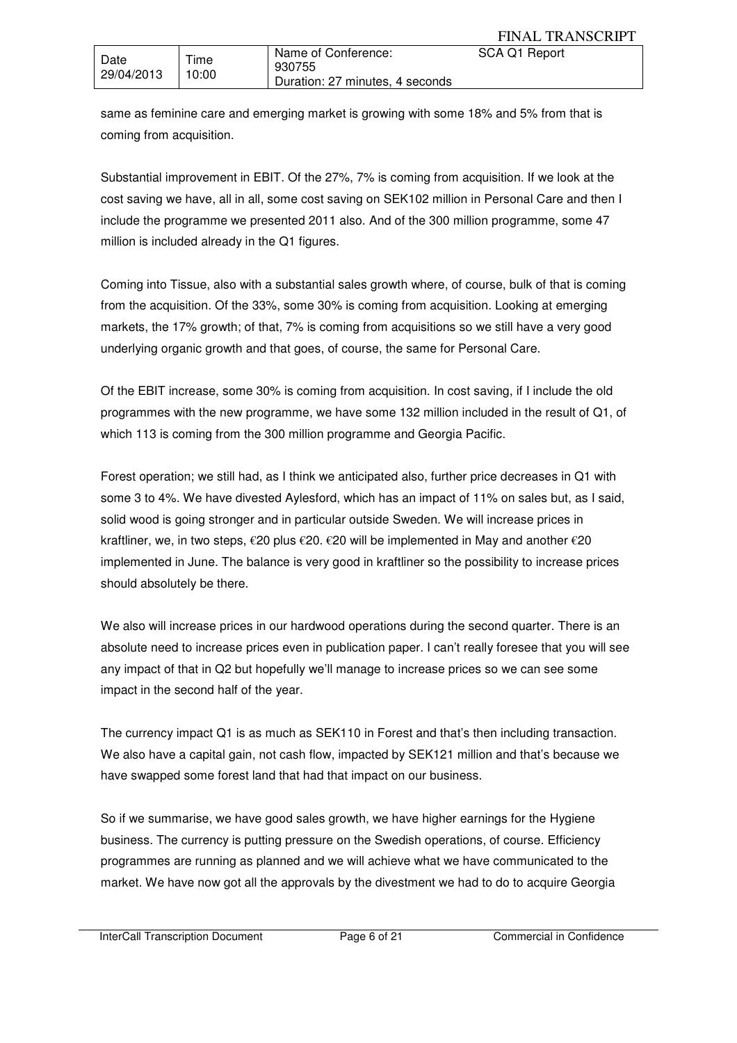same as feminine care and emerging market is growing with some 18% and 5% from that is coming from acquisition.

Substantial improvement in EBIT. Of the 27%, 7% is coming from acquisition. If we look at the cost saving we have, all in all, some cost saving on SEK102 million in Personal Care and then I include the programme we presented 2011 also. And of the 300 million programme, some 47 million is included already in the Q1 figures.

Coming into Tissue, also with a substantial sales growth where, of course, bulk of that is coming from the acquisition. Of the 33%, some 30% is coming from acquisition. Looking at emerging markets, the 17% growth; of that, 7% is coming from acquisitions so we still have a very good underlying organic growth and that goes, of course, the same for Personal Care.

Of the EBIT increase, some 30% is coming from acquisition. In cost saving, if I include the old programmes with the new programme, we have some 132 million included in the result of Q1, of which 113 is coming from the 300 million programme and Georgia Pacific.

Forest operation; we still had, as I think we anticipated also, further price decreases in Q1 with some 3 to 4%. We have divested Aylesford, which has an impact of 11% on sales but, as I said, solid wood is going stronger and in particular outside Sweden. We will increase prices in kraftliner, we, in two steps, €20 plus €20. €20 will be implemented in May and another €20 implemented in June. The balance is very good in kraftliner so the possibility to increase prices should absolutely be there.

We also will increase prices in our hardwood operations during the second quarter. There is an absolute need to increase prices even in publication paper. I can't really foresee that you will see any impact of that in Q2 but hopefully we'll manage to increase prices so we can see some impact in the second half of the year.

The currency impact Q1 is as much as SEK110 in Forest and that's then including transaction. We also have a capital gain, not cash flow, impacted by SEK121 million and that's because we have swapped some forest land that had that impact on our business.

So if we summarise, we have good sales growth, we have higher earnings for the Hygiene business. The currency is putting pressure on the Swedish operations, of course. Efficiency programmes are running as planned and we will achieve what we have communicated to the market. We have now got all the approvals by the divestment we had to do to acquire Georgia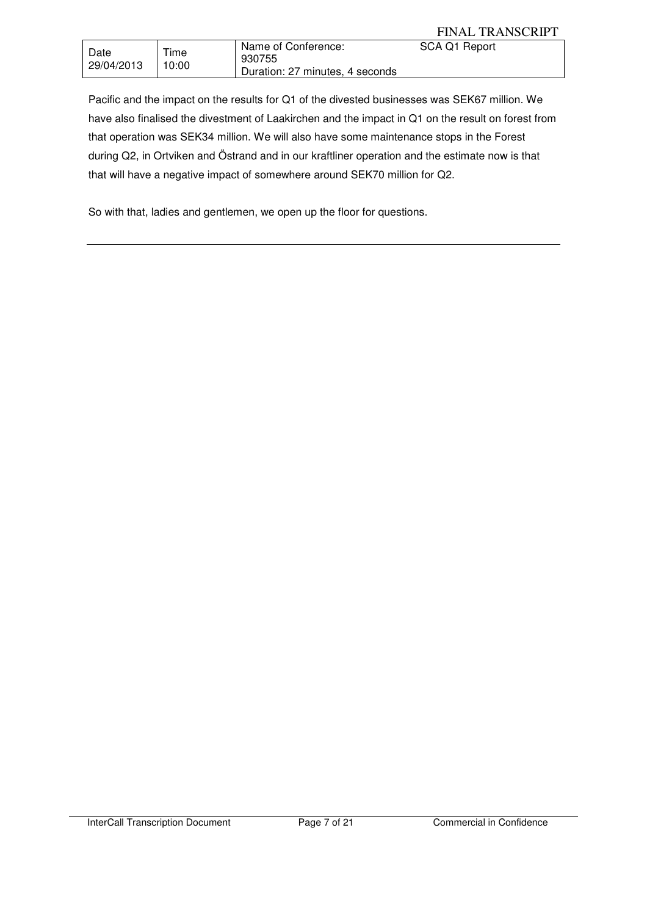Pacific and the impact on the results for Q1 of the divested businesses was SEK67 million. We have also finalised the divestment of Laakirchen and the impact in Q1 on the result on forest from that operation was SEK34 million. We will also have some maintenance stops in the Forest during Q2, in Ortviken and Östrand and in our kraftliner operation and the estimate now is that that will have a negative impact of somewhere around SEK70 million for Q2.

So with that, ladies and gentlemen, we open up the floor for questions.

---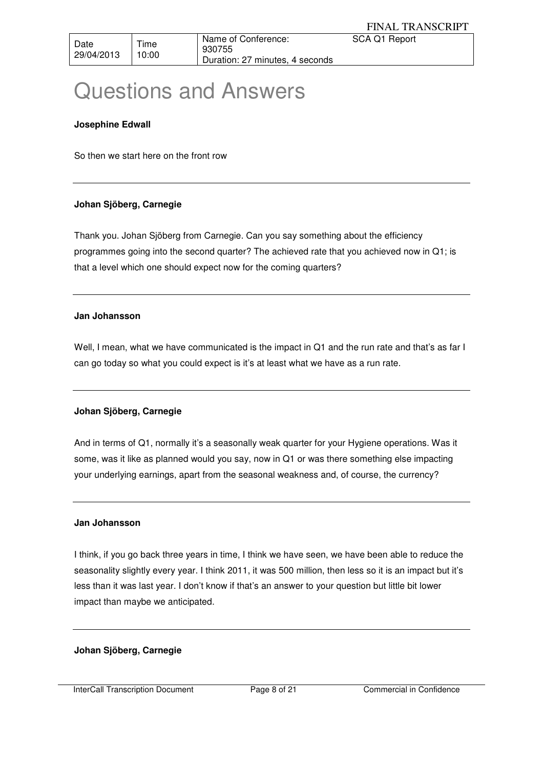# Questions and Answers

**Josephine Edwall**

So then we start here on the front row

---

**Johan Sjöberg, Carnegie**

Thank you. Johan Sjöberg from Carnegie. Can you say something about the efficiency programmes going into the second quarter? The achieved rate that you achieved now in Q1; is that a level which one should expect now for the coming quarters?

---

**Jan Johansson**

Well, I mean, what we have communicated is the impact in Q1 and the run rate and that's as far I can go today so what you could expect is it's at least what we have as a run rate.

---

**Johan Sjöberg, Carnegie**

And in terms of Q1, normally it's a seasonally weak quarter for your Hygiene operations. Was it some, was it like as planned would you say, now in Q1 or was there something else impacting your underlying earnings, apart from the seasonal weakness and, of course, the currency?

---

**Jan Johansson**

I think, if you go back three years in time, I think we have seen, we have been able to reduce the seasonality slightly every year. I think 2011, it was 500 million, then less so it is an impact but it's less than it was last year. I don't know if that's an answer to your question but little bit lower impact than maybe we anticipated.

---

**Johan Sjöberg, Carnegie**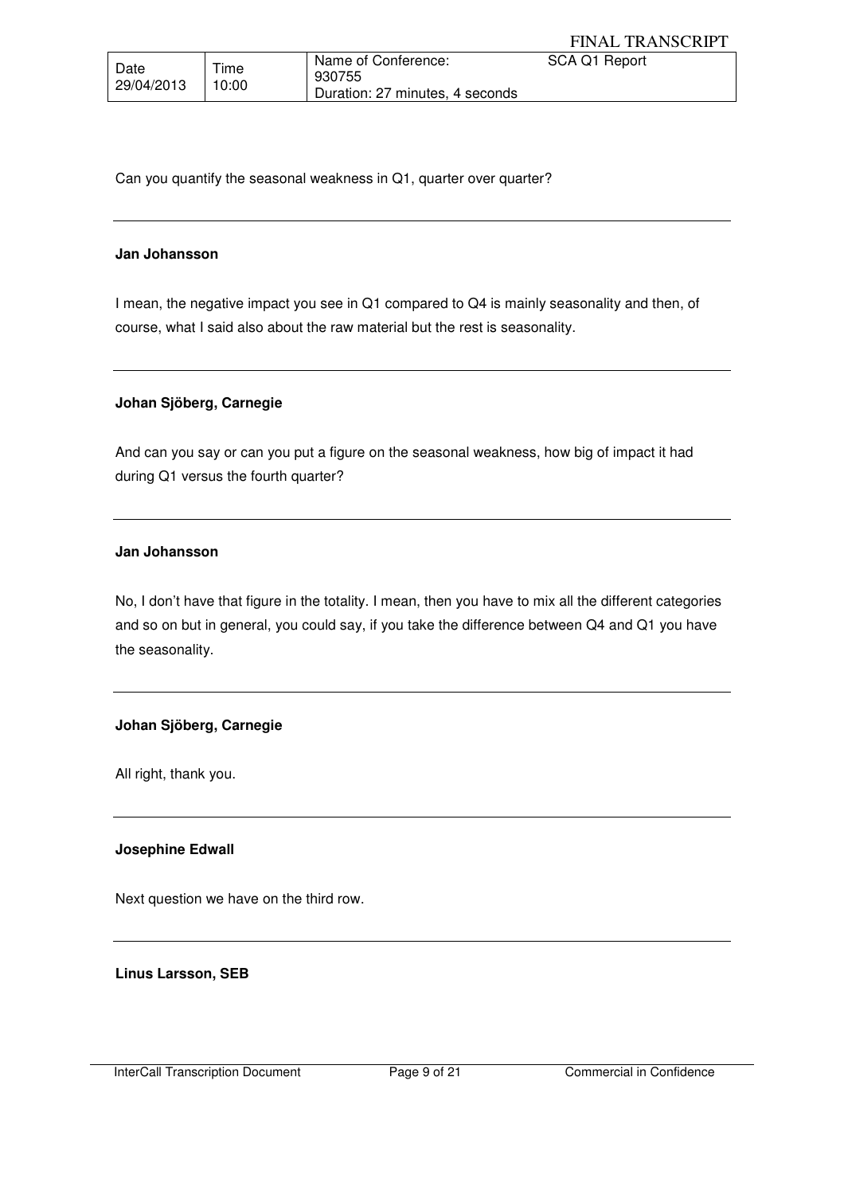Can you quantify the seasonal weakness in Q1, quarter over quarter?

---

**Jan Johansson**

I mean, the negative impact you see in Q1 compared to Q4 is mainly seasonality and then, of course, what I said also about the raw material but the rest is seasonality.

---

**Johan Sjöberg, Carnegie**

And can you say or can you put a figure on the seasonal weakness, how big of impact it had during Q1 versus the fourth quarter?

---

**Jan Johansson**

No, I don't have that figure in the totality. I mean, then you have to mix all the different categories and so on but in general, you could say, if you take the difference between Q4 and Q1 you have the seasonality.

---

**Johan Sjöberg, Carnegie**

All right, thank you.

---

**Josephine Edwall**

Next question we have on the third row.

---

**Linus Larsson, SEB**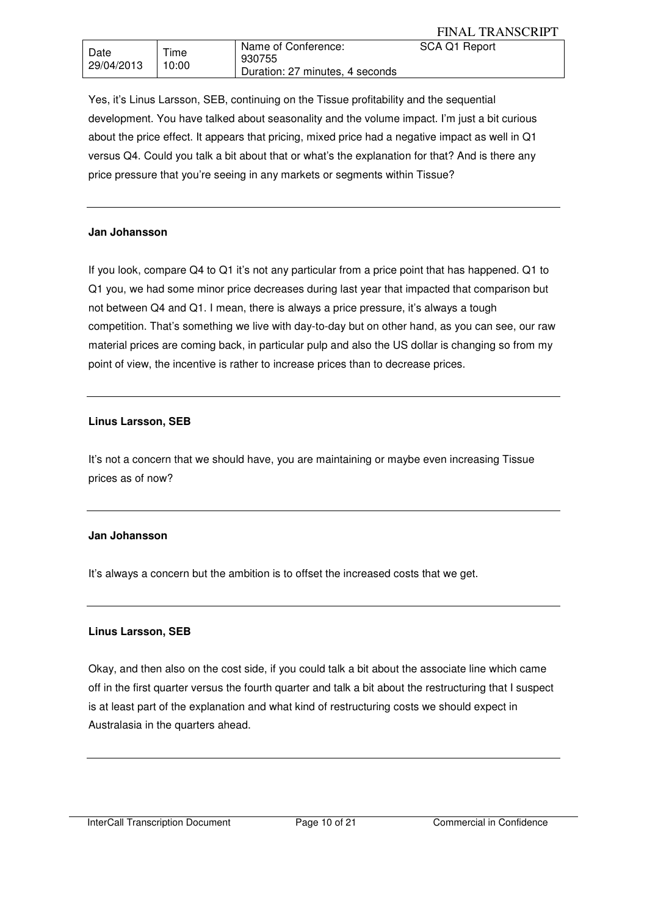Yes, it's Linus Larsson, SEB, continuing on the Tissue profitability and the sequential development. You have talked about seasonality and the volume impact. I'm just a bit curious about the price effect. It appears that pricing, mixed price had a negative impact as well in Q1 versus Q4. Could you talk a bit about that or what's the explanation for that? And is there any price pressure that you're seeing in any markets or segments within Tissue?

---

**Jan Johansson**

If you look, compare Q4 to Q1 it's not any particular from a price point that has happened. Q1 to Q1 you, we had some minor price decreases during last year that impacted that comparison but not between Q4 and Q1. I mean, there is always a price pressure, it's always a tough competition. That's something we live with day-to-day but on other hand, as you can see, our raw material prices are coming back, in particular pulp and also the US dollar is changing so from my point of view, the incentive is rather to increase prices than to decrease prices.

---

**Linus Larsson, SEB**

It's not a concern that we should have, you are maintaining or maybe even increasing Tissue prices as of now?

---

**Jan Johansson**

It's always a concern but the ambition is to offset the increased costs that we get.

---

**Linus Larsson, SEB**

Okay, and then also on the cost side, if you could talk a bit about the associate line which came off in the first quarter versus the fourth quarter and talk a bit about the restructuring that I suspect is at least part of the explanation and what kind of restructuring costs we should expect in Australasia in the quarters ahead.

---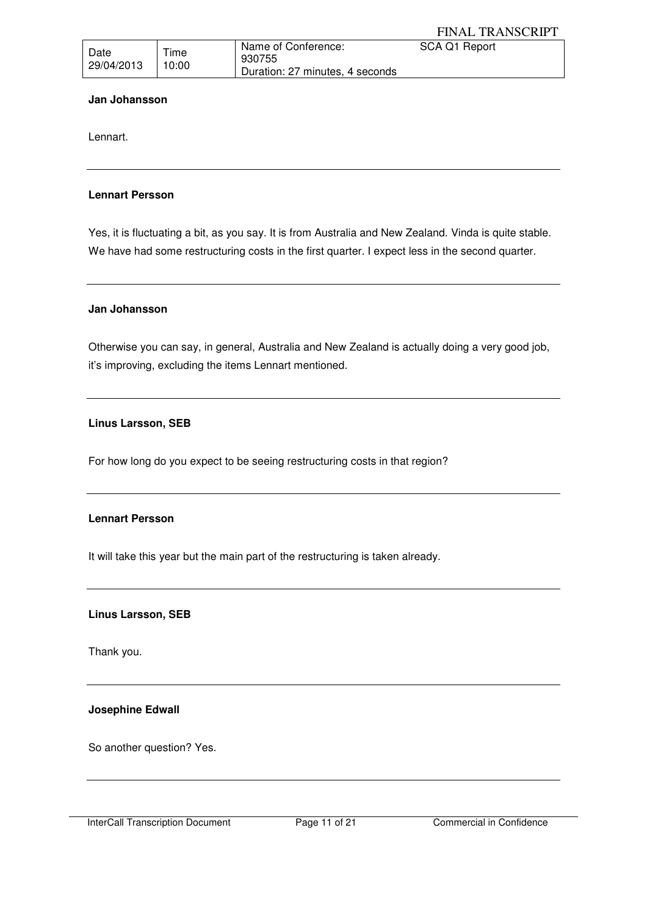**Jan Johansson**

Lennart.

---

**Lennart Persson**

Yes, it is fluctuating a bit, as you say. It is from Australia and New Zealand. Vinda is quite stable. We have had some restructuring costs in the first quarter. I expect less in the second quarter.

---

**Jan Johansson**

Otherwise you can say, in general, Australia and New Zealand is actually doing a very good job, it's improving, excluding the items Lennart mentioned.

---

**Linus Larsson, SEB**

For how long do you expect to be seeing restructuring costs in that region?

---

**Lennart Persson**

It will take this year but the main part of the restructuring is taken already.

---

**Linus Larsson, SEB**

Thank you.

---

**Josephine Edwall**

So another question? Yes.

---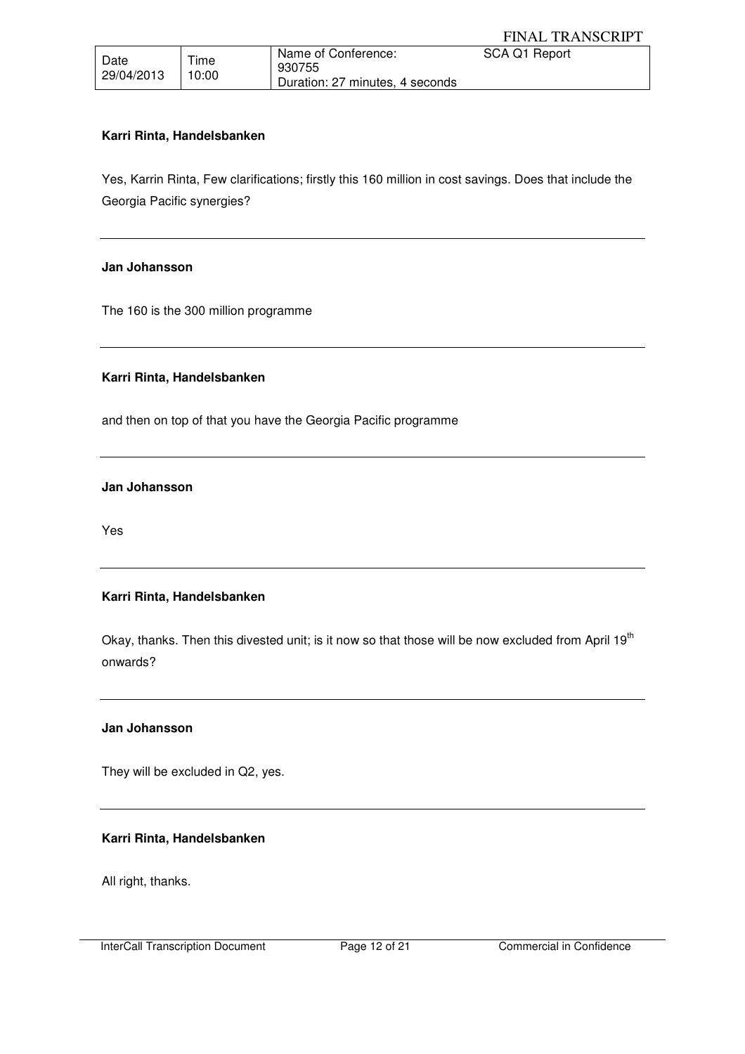**Karri Rinta, Handelsbanken**

Yes, Karrin Rinta, Few clarifications; firstly this 160 million in cost savings. Does that include the Georgia Pacific synergies?

---

**Jan Johansson**

The 160 is the 300 million programme

---

**Karri Rinta, Handelsbanken**

and then on top of that you have the Georgia Pacific programme

---

**Jan Johansson**

Yes

---

**Karri Rinta, Handelsbanken**

Okay, thanks. Then this divested unit; is it now so that those will be now excluded from April 19th onwards?

---

**Jan Johansson**

They will be excluded in Q2, yes.

---

**Karri Rinta, Handelsbanken**

All right, thanks.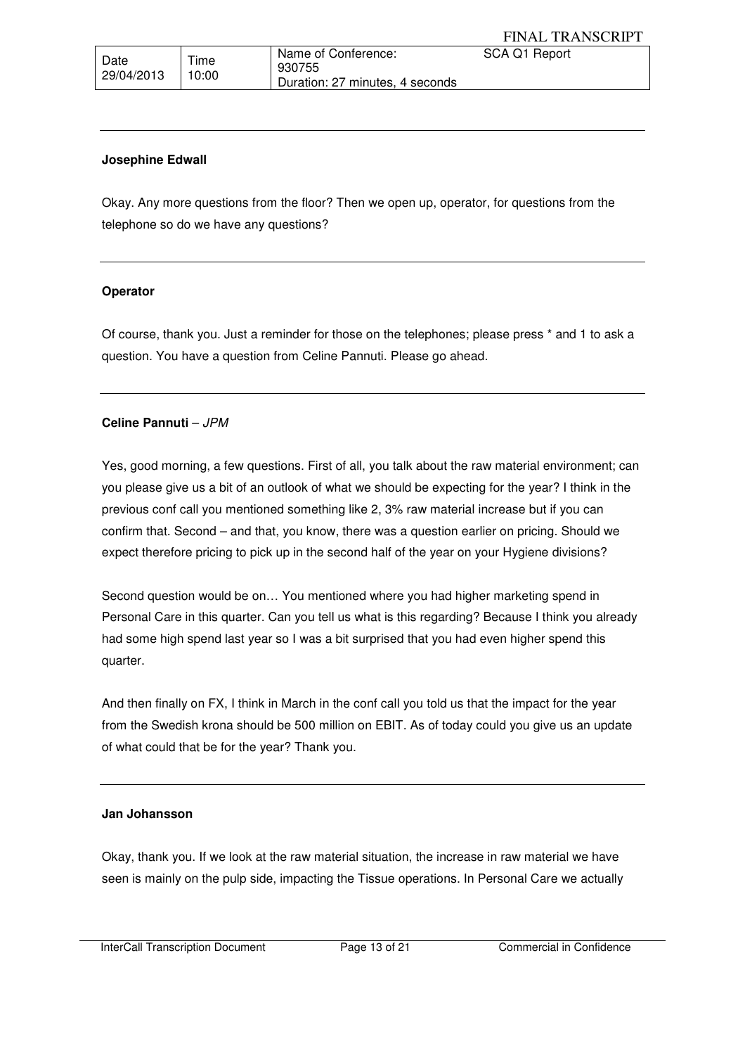**Josephine Edwall**

Okay. Any more questions from the floor? Then we open up, operator, for questions from the telephone so do we have any questions?

---

**Operator**

Of course, thank you. Just a reminder for those on the telephones; please press * and 1 to ask a question. You have a question from Celine Pannuti. Please go ahead.

---

**Celine Pannuti** – *JPM*

Yes, good morning, a few questions. First of all, you talk about the raw material environment; can you please give us a bit of an outlook of what we should be expecting for the year? I think in the previous conf call you mentioned something like 2, 3% raw material increase but if you can confirm that. Second – and that, you know, there was a question earlier on pricing. Should we expect therefore pricing to pick up in the second half of the year on your Hygiene divisions?

Second question would be on… You mentioned where you had higher marketing spend in Personal Care in this quarter. Can you tell us what is this regarding? Because I think you already had some high spend last year so I was a bit surprised that you had even higher spend this quarter.

And then finally on FX, I think in March in the conf call you told us that the impact for the year from the Swedish krona should be 500 million on EBIT. As of today could you give us an update of what could that be for the year? Thank you.

---

**Jan Johansson**

Okay, thank you. If we look at the raw material situation, the increase in raw material we have seen is mainly on the pulp side, impacting the Tissue operations. In Personal Care we actually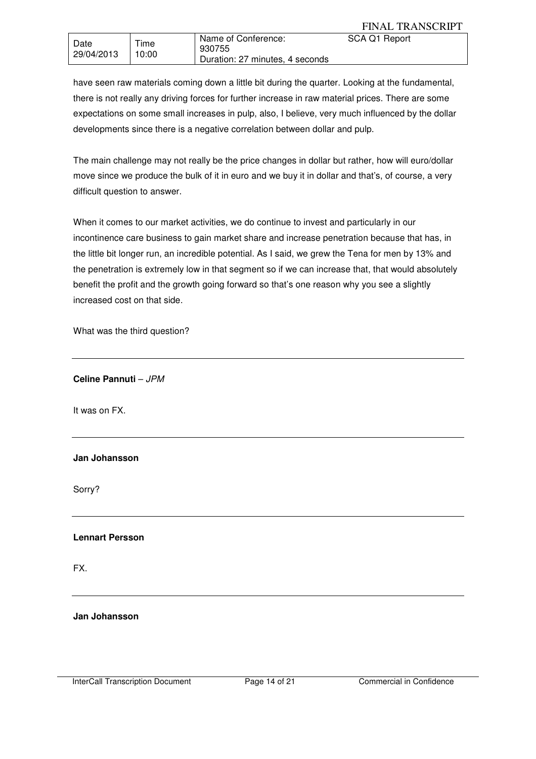have seen raw materials coming down a little bit during the quarter. Looking at the fundamental, there is not really any driving forces for further increase in raw material prices. There are some expectations on some small increases in pulp, also, I believe, very much influenced by the dollar developments since there is a negative correlation between dollar and pulp.

The main challenge may not really be the price changes in dollar but rather, how will euro/dollar move since we produce the bulk of it in euro and we buy it in dollar and that's, of course, a very difficult question to answer.

When it comes to our market activities, we do continue to invest and particularly in our incontinence care business to gain market share and increase penetration because that has, in the little bit longer run, an incredible potential. As I said, we grew the Tena for men by 13% and the penetration is extremely low in that segment so if we can increase that, that would absolutely benefit the profit and the growth going forward so that's one reason why you see a slightly increased cost on that side.

What was the third question?

---

**Celine Pannuti** – *JPM*

It was on FX.

---

**Jan Johansson**

Sorry?

---

**Lennart Persson**

FX.

---

**Jan Johansson**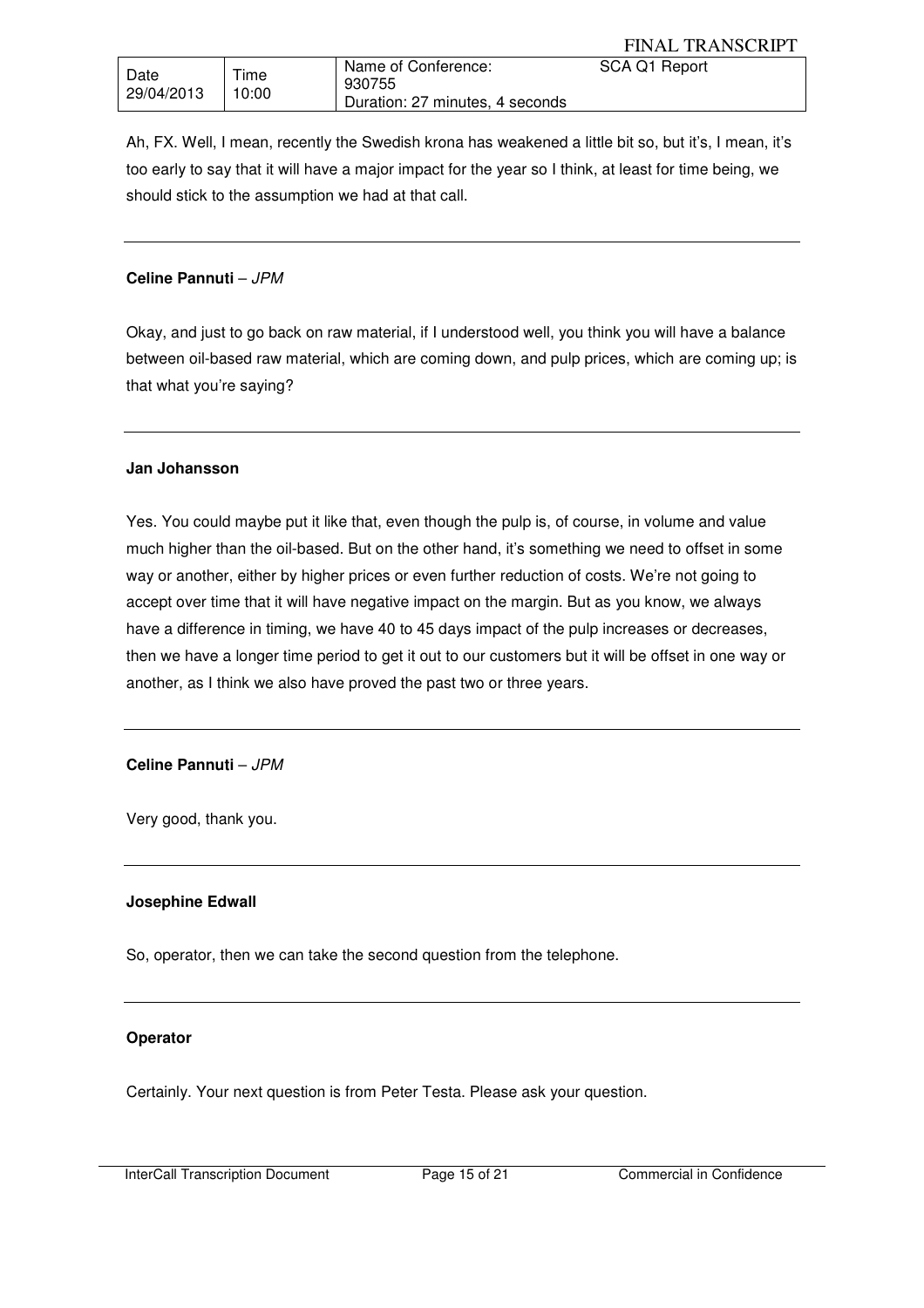Ah, FX. Well, I mean, recently the Swedish krona has weakened a little bit so, but it's, I mean, it's too early to say that it will have a major impact for the year so I think, at least for time being, we should stick to the assumption we had at that call.

---

**Celine Pannuti** – *JPM*

Okay, and just to go back on raw material, if I understood well, you think you will have a balance between oil-based raw material, which are coming down, and pulp prices, which are coming up; is that what you're saying?

---

**Jan Johansson**

Yes. You could maybe put it like that, even though the pulp is, of course, in volume and value much higher than the oil-based. But on the other hand, it's something we need to offset in some way or another, either by higher prices or even further reduction of costs. We're not going to accept over time that it will have negative impact on the margin. But as you know, we always have a difference in timing, we have 40 to 45 days impact of the pulp increases or decreases, then we have a longer time period to get it out to our customers but it will be offset in one way or another, as I think we also have proved the past two or three years.

---

**Celine Pannuti** – *JPM*

Very good, thank you.

---

**Josephine Edwall**

So, operator, then we can take the second question from the telephone.

---

**Operator**

Certainly. Your next question is from Peter Testa. Please ask your question.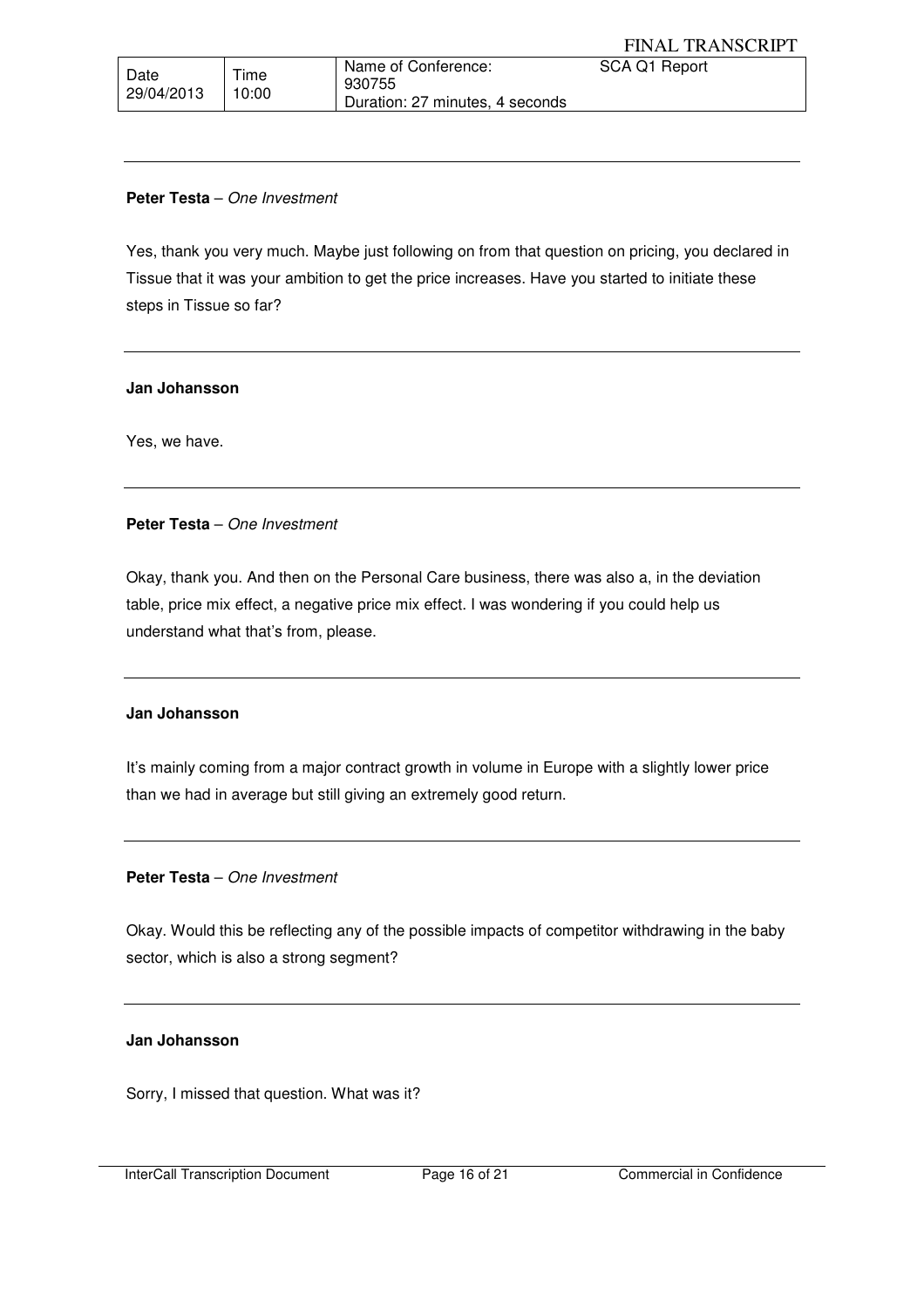**Peter Testa** – *One Investment*

Yes, thank you very much. Maybe just following on from that question on pricing, you declared in Tissue that it was your ambition to get the price increases. Have you started to initiate these steps in Tissue so far?

---

**Jan Johansson**

Yes, we have.

---

**Peter Testa** – *One Investment*

Okay, thank you. And then on the Personal Care business, there was also a, in the deviation table, price mix effect, a negative price mix effect. I was wondering if you could help us understand what that's from, please.

---

**Jan Johansson**

It's mainly coming from a major contract growth in volume in Europe with a slightly lower price than we had in average but still giving an extremely good return.

---

**Peter Testa** – *One Investment*

Okay. Would this be reflecting any of the possible impacts of competitor withdrawing in the baby sector, which is also a strong segment?

---

**Jan Johansson**

Sorry, I missed that question. What was it?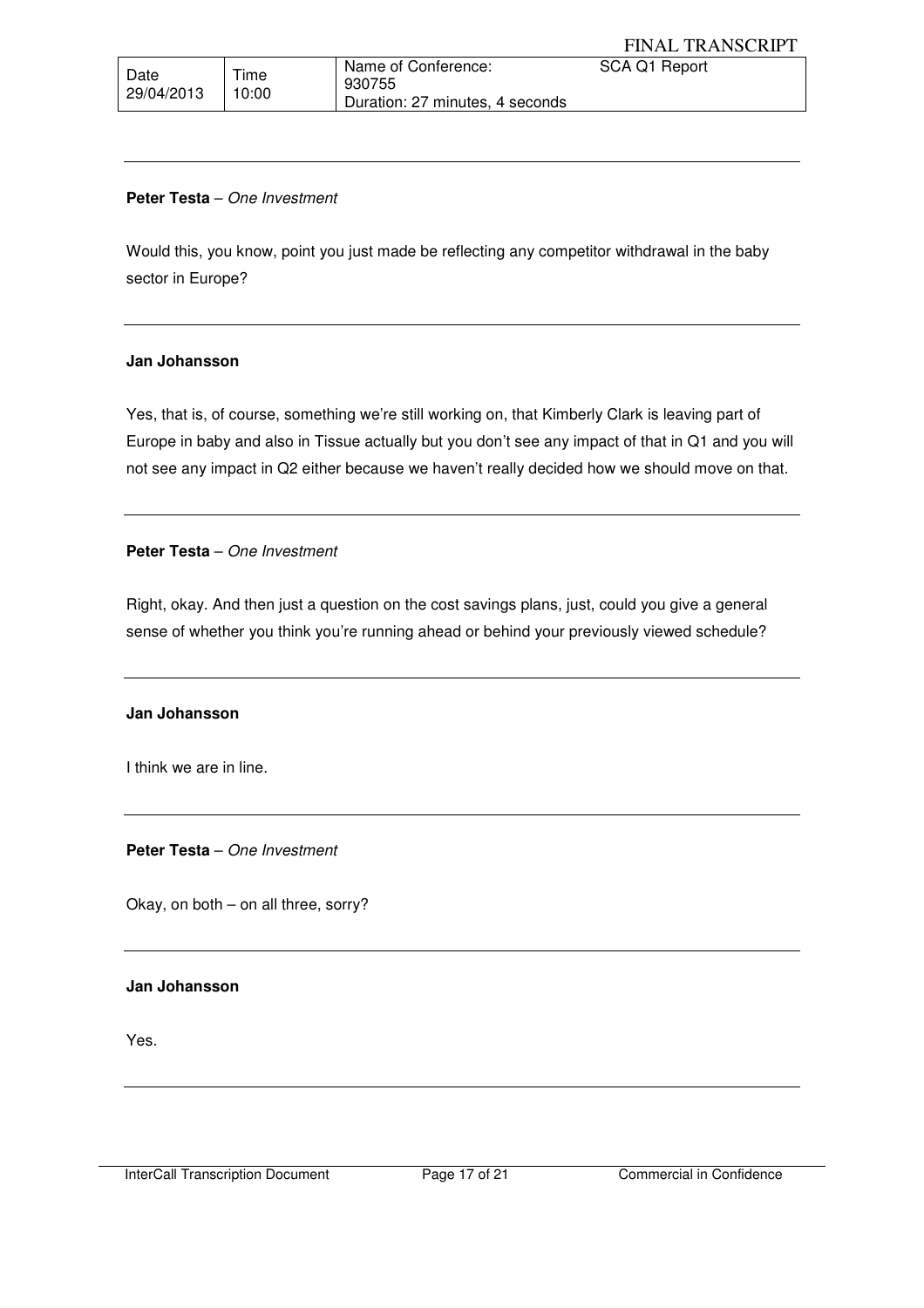**Peter Testa** – *One Investment*

Would this, you know, point you just made be reflecting any competitor withdrawal in the baby sector in Europe?

---

**Jan Johansson**

Yes, that is, of course, something we're still working on, that Kimberly Clark is leaving part of Europe in baby and also in Tissue actually but you don't see any impact of that in Q1 and you will not see any impact in Q2 either because we haven't really decided how we should move on that.

---

**Peter Testa** – *One Investment*

Right, okay. And then just a question on the cost savings plans, just, could you give a general sense of whether you think you're running ahead or behind your previously viewed schedule?

---

**Jan Johansson**

I think we are in line.

---

**Peter Testa** – *One Investment*

Okay, on both – on all three, sorry?

---

**Jan Johansson**

Yes.

---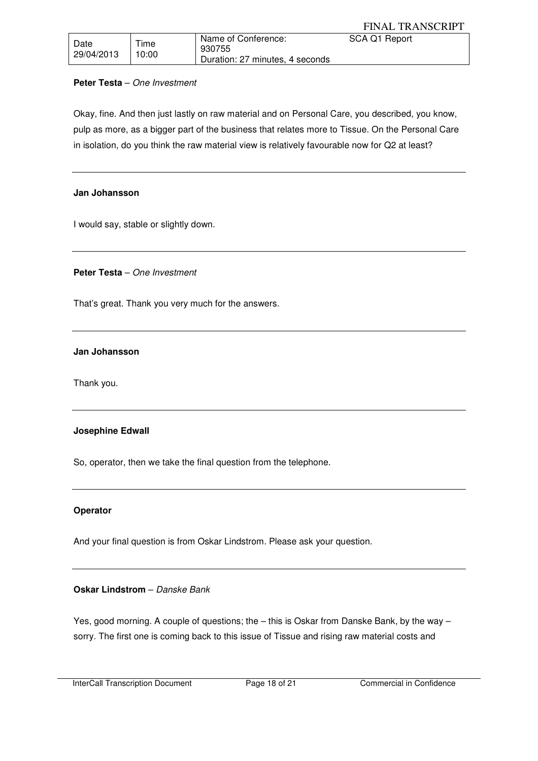**Peter Testa** – *One Investment*

Okay, fine. And then just lastly on raw material and on Personal Care, you described, you know, pulp as more, as a bigger part of the business that relates more to Tissue. On the Personal Care in isolation, do you think the raw material view is relatively favourable now for Q2 at least?

---

**Jan Johansson**

I would say, stable or slightly down.

---

**Peter Testa** – *One Investment*

That's great. Thank you very much for the answers.

---

**Jan Johansson**

Thank you.

---

**Josephine Edwall**

So, operator, then we take the final question from the telephone.

---

**Operator**

And your final question is from Oskar Lindstrom. Please ask your question.

---

**Oskar Lindstrom** – *Danske Bank*

Yes, good morning. A couple of questions; the – this is Oskar from Danske Bank, by the way – sorry. The first one is coming back to this issue of Tissue and rising raw material costs and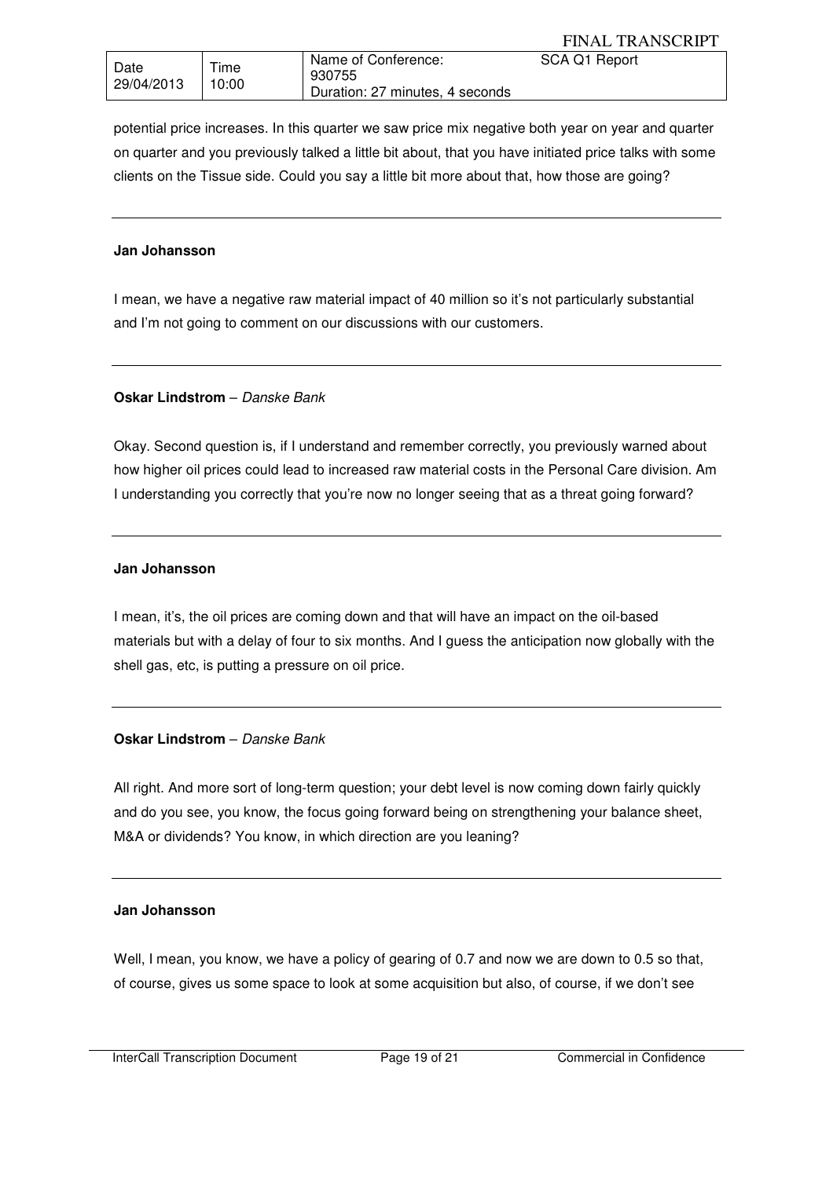potential price increases. In this quarter we saw price mix negative both year on year and quarter on quarter and you previously talked a little bit about, that you have initiated price talks with some clients on the Tissue side. Could you say a little bit more about that, how those are going?

---

**Jan Johansson**

I mean, we have a negative raw material impact of 40 million so it's not particularly substantial and I'm not going to comment on our discussions with our customers.

---

**Oskar Lindstrom** – *Danske Bank*

Okay. Second question is, if I understand and remember correctly, you previously warned about how higher oil prices could lead to increased raw material costs in the Personal Care division. Am I understanding you correctly that you're now no longer seeing that as a threat going forward?

---

**Jan Johansson**

I mean, it's, the oil prices are coming down and that will have an impact on the oil-based materials but with a delay of four to six months. And I guess the anticipation now globally with the shell gas, etc, is putting a pressure on oil price.

---

**Oskar Lindstrom** – *Danske Bank*

All right. And more sort of long-term question; your debt level is now coming down fairly quickly and do you see, you know, the focus going forward being on strengthening your balance sheet, M&A or dividends? You know, in which direction are you leaning?

---

**Jan Johansson**

Well, I mean, you know, we have a policy of gearing of 0.7 and now we are down to 0.5 so that, of course, gives us some space to look at some acquisition but also, of course, if we don't see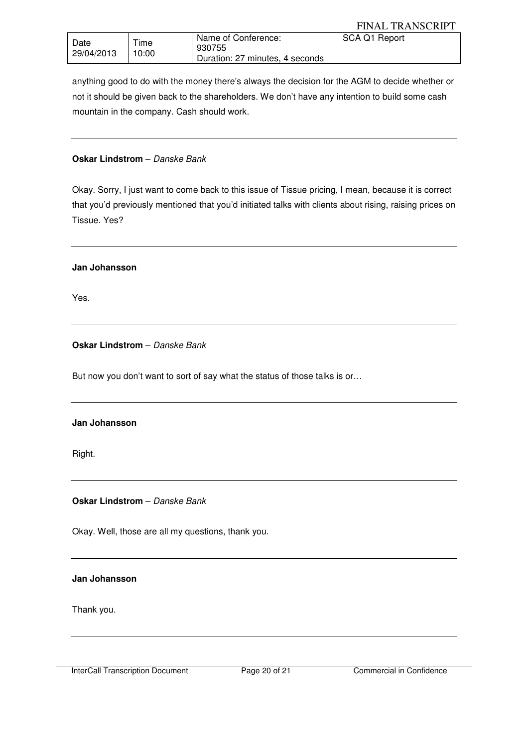anything good to do with the money there's always the decision for the AGM to decide whether or not it should be given back to the shareholders. We don't have any intention to build some cash mountain in the company. Cash should work.

---

**Oskar Lindstrom** – *Danske Bank*

Okay. Sorry, I just want to come back to this issue of Tissue pricing, I mean, because it is correct that you'd previously mentioned that you'd initiated talks with clients about rising, raising prices on Tissue. Yes?

---

**Jan Johansson**

Yes.

---

**Oskar Lindstrom** – *Danske Bank*

But now you don't want to sort of say what the status of those talks is or…

---

**Jan Johansson**

Right.

---

**Oskar Lindstrom** – *Danske Bank*

Okay. Well, those are all my questions, thank you.

---

**Jan Johansson**

Thank you.

---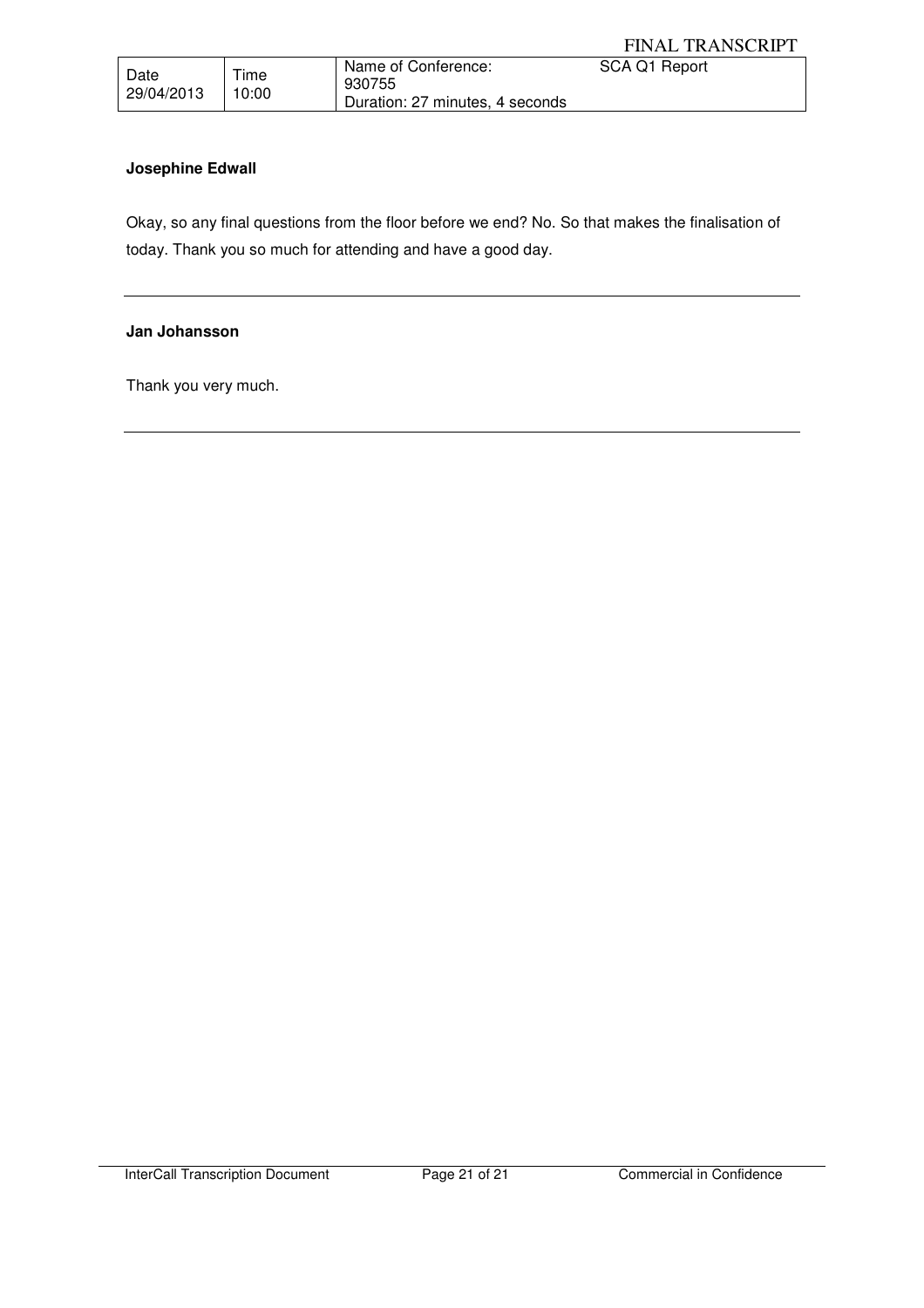**Josephine Edwall**

Okay, so any final questions from the floor before we end? No. So that makes the finalisation of today. Thank you so much for attending and have a good day.

---

**Jan Johansson**

Thank you very much.

---